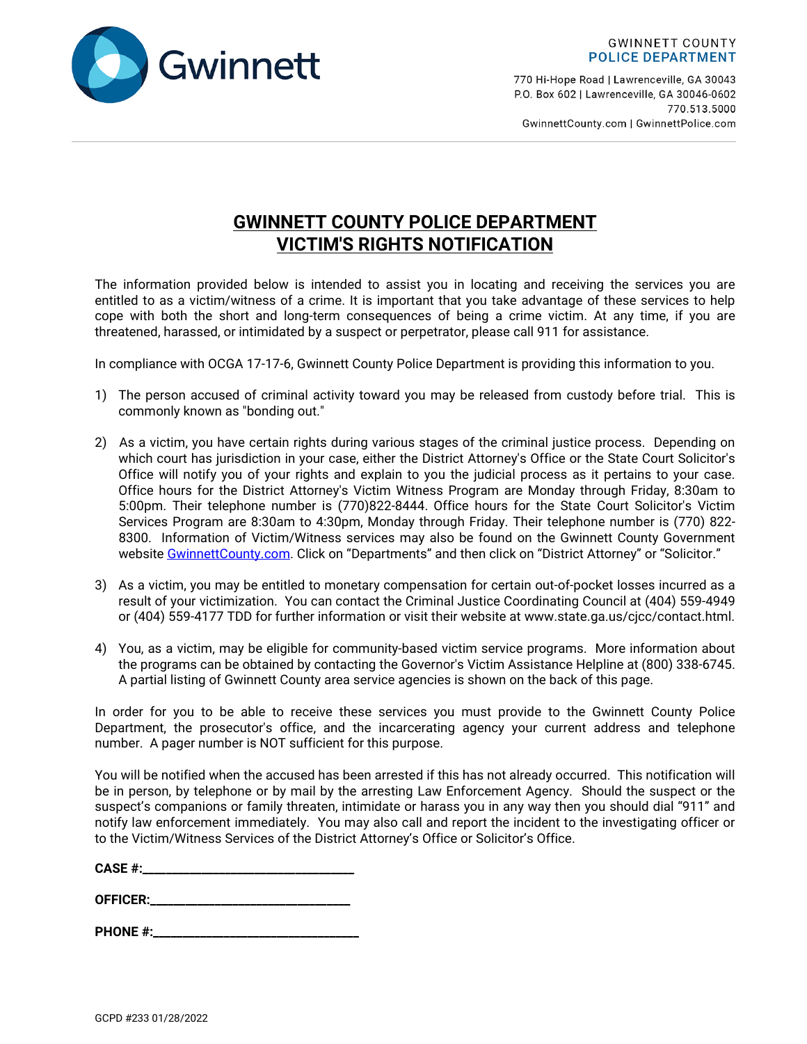Gwinnett

GWINNETT COUNTY
POLICE DEPARTMENT

770 Hi-Hope Road | Lawrenceville, GA 30043
P.O. Box 602 | Lawrenceville, GA 30046-0602
770.513.5000
GwinnettCounty.com | GwinnettPolice.com

# GWINNETT COUNTY POLICE DEPARTMENT
# VICTIM'S RIGHTS NOTIFICATION

The information provided below is intended to assist you in locating and receiving the services you are entitled to as a victim/witness of a crime. It is important that you take advantage of these services to help cope with both the short and long-term consequences of being a crime victim. At any time, if you are threatened, harassed, or intimidated by a suspect or perpetrator, please call 911 for assistance.

In compliance with OCGA 17-17-6, Gwinnett County Police Department is providing this information to you.

1) The person accused of criminal activity toward you may be released from custody before trial. This is commonly known as "bonding out."

2) As a victim, you have certain rights during various stages of the criminal justice process. Depending on which court has jurisdiction in your case, either the District Attorney's Office or the State Court Solicitor's Office will notify you of your rights and explain to you the judicial process as it pertains to your case. Office hours for the District Attorney's Victim Witness Program are Monday through Friday, 8:30am to 5:00pm. Their telephone number is (770)822-8444. Office hours for the State Court Solicitor's Victim Services Program are 8:30am to 4:30pm, Monday through Friday. Their telephone number is (770) 822-8300. Information of Victim/Witness services may also be found on the Gwinnett County Government website [GwinnettCounty.com](GwinnettCounty.com). Click on "Departments" and then click on "District Attorney" or "Solicitor."

3) As a victim, you may be entitled to monetary compensation for certain out-of-pocket losses incurred as a result of your victimization. You can contact the Criminal Justice Coordinating Council at (404) 559-4949 or (404) 559-4177 TDD for further information or visit their website at www.state.ga.us/cjcc/contact.html.

4) You, as a victim, may be eligible for community-based victim service programs. More information about the programs can be obtained by contacting the Governor's Victim Assistance Helpline at (800) 338-6745. A partial listing of Gwinnett County area service agencies is shown on the back of this page.

In order for you to be able to receive these services you must provide to the Gwinnett County Police Department, the prosecutor's office, and the incarcerating agency your current address and telephone number. A pager number is NOT sufficient for this purpose.

You will be notified when the accused has been arrested if this has not already occurred. This notification will be in person, by telephone or by mail by the arresting Law Enforcement Agency. Should the suspect or the suspect's companions or family threaten, intimidate or harass you in any way then you should dial "911" and notify law enforcement immediately. You may also call and report the incident to the investigating officer or to the Victim/Witness Services of the District Attorney's Office or Solicitor's Office.

**CASE #:**________________________________

**OFFICER:**______________________________

**PHONE #:**_______________________________

GCPD #233 01/28/2022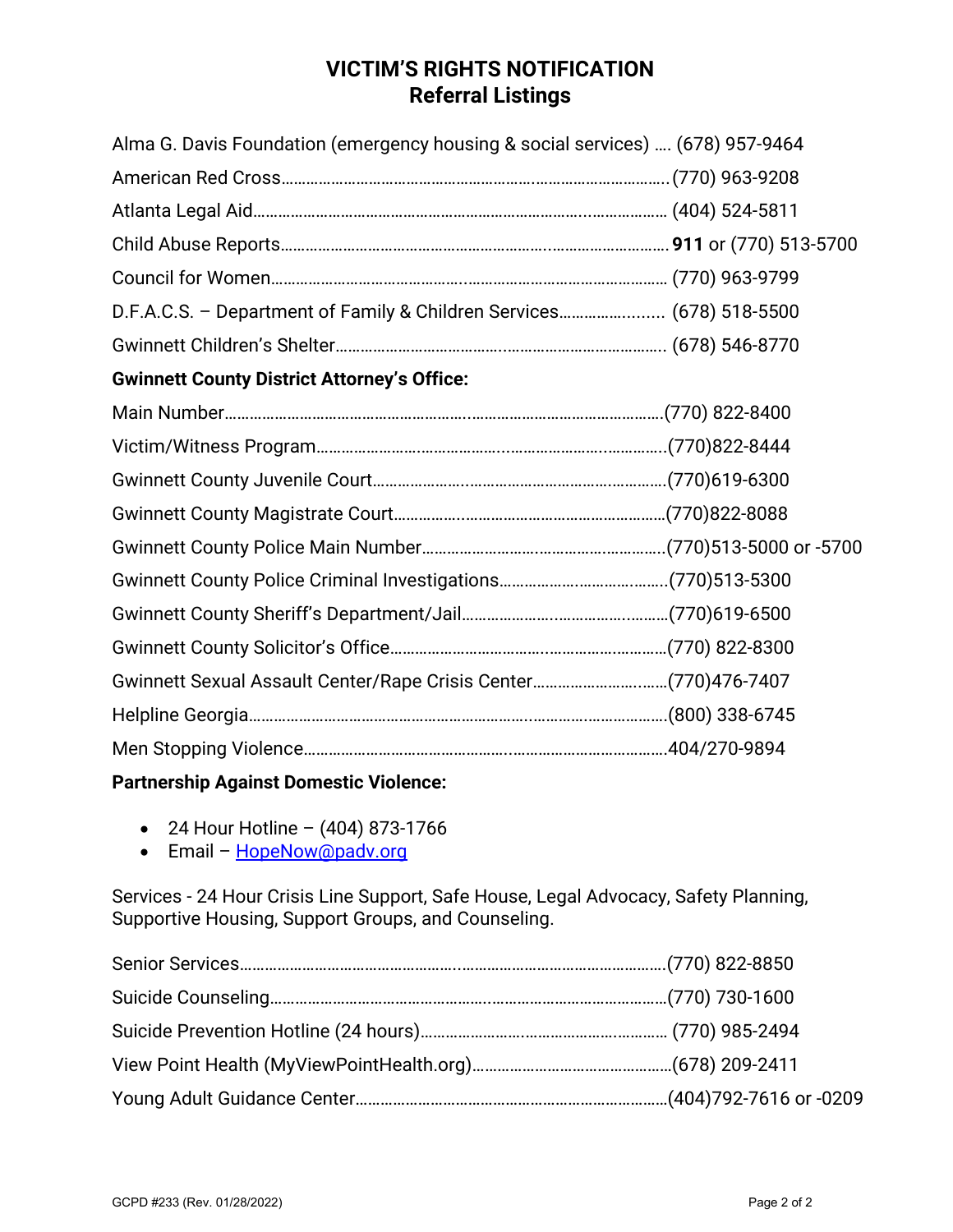# VICTIM'S RIGHTS NOTIFICATION
## Referral Listings

Alma G. Davis Foundation (emergency housing & social services) .... (678) 957-9464

American Red Cross........ (770) 963-9208

Atlanta Legal Aid........ (404) 524-5811

Child Abuse Reports........ **911** or (770) 513-5700

Council for Women........ (770) 963-9799

D.F.A.C.S. – Department of Family & Children Services........ (678) 518-5500

Gwinnett Children's Shelter........ (678) 546-8770

**Gwinnett County District Attorney's Office:**

Main Number........ (770) 822-8400

Victim/Witness Program........ (770)822-8444

Gwinnett County Juvenile Court........ (770)619-6300

Gwinnett County Magistrate Court........ (770)822-8088

Gwinnett County Police Main Number........ (770)513-5000 or -5700

Gwinnett County Police Criminal Investigations........ (770)513-5300

Gwinnett County Sheriff's Department/Jail........ (770)619-6500

Gwinnett County Solicitor's Office........ (770) 822-8300

Gwinnett Sexual Assault Center/Rape Crisis Center........ (770)476-7407

Helpline Georgia........ (800) 338-6745

Men Stopping Violence........ 404/270-9894

**Partnership Against Domestic Violence:**

- 24 Hour Hotline – (404) 873-1766
- Email – HopeNow@padv.org

Services - 24 Hour Crisis Line Support, Safe House, Legal Advocacy, Safety Planning, Supportive Housing, Support Groups, and Counseling.

Senior Services........ (770) 822-8850

Suicide Counseling........ (770) 730-1600

Suicide Prevention Hotline (24 hours)........ (770) 985-2494

View Point Health (MyViewPointHealth.org)........ (678) 209-2411

Young Adult Guidance Center........ (404)792-7616 or -0209

GCPD #233 (Rev. 01/28/2022)